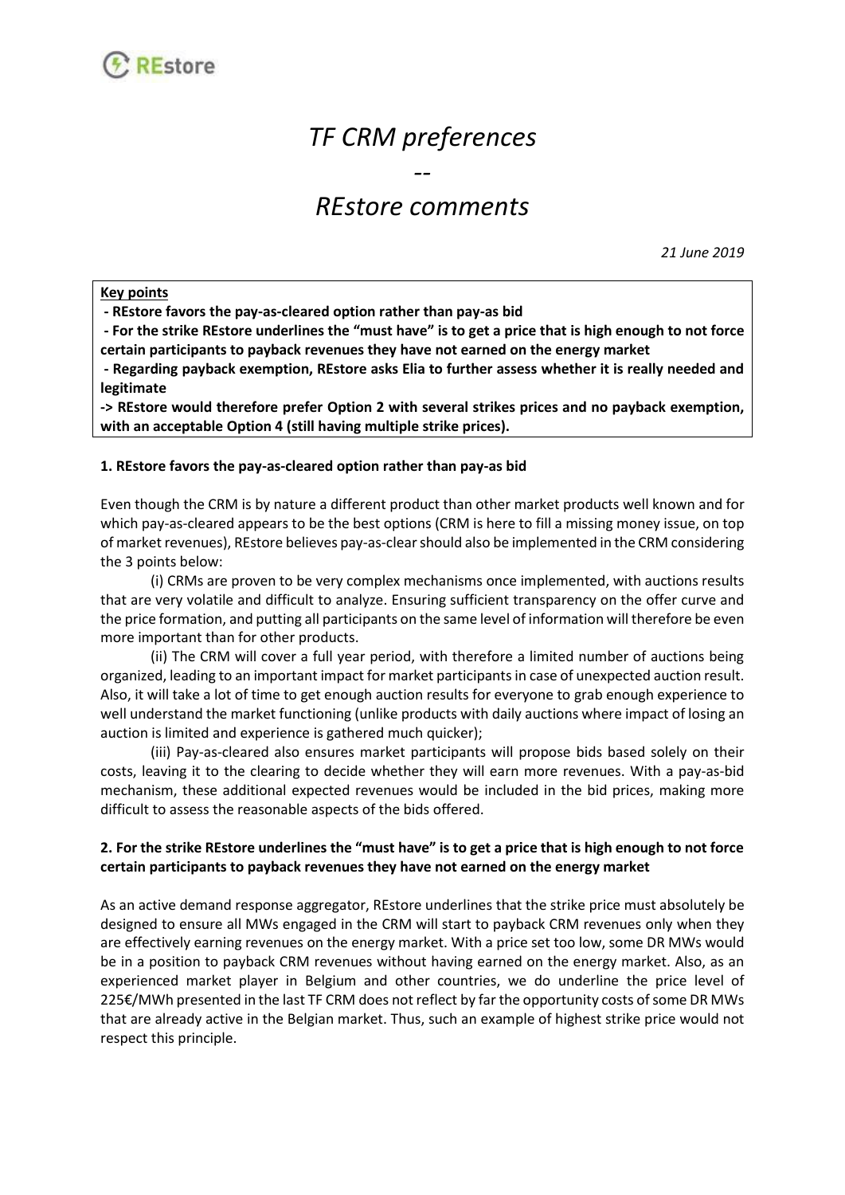# *TF CRM preferences*

*--*

# *REstore comments*

*21 June 2019*

**Key points**

**- REstore favors the pay-as-cleared option rather than pay-as bid**

**- For the strike REstore underlines the "must have" is to get a price that is high enough to not force certain participants to payback revenues they have not earned on the energy market**

**- Regarding payback exemption, REstore asks Elia to further assess whether it is really needed and legitimate**

**-> REstore would therefore prefer Option 2 with several strikes prices and no payback exemption, with an acceptable Option 4 (still having multiple strike prices).**

### 1. REstore favors the pay-as-cleared option rather than pay-as bid

Even though the CRM is by nature a different product than other market products well known and for which pay-as-cleared appears to be the best options (CRM is here to fill a missing money issue, on top of market revenues), REstore believes pay-as-clear should also be implemented in the CRM considering the 3 points below:

(i) CRMs are proven to be very complex mechanisms once implemented, with auctions results that are very volatile and difficult to analyze. Ensuring sufficient transparency on the offer curve and the price formation, and putting all participants on the same level of information will therefore be even more important than for other products.

(ii) The CRM will cover a full year period, with therefore a limited number of auctions being organized, leading to an important impact for market participants in case of unexpected auction result. Also, it will take a lot of time to get enough auction results for everyone to grab enough experience to well understand the market functioning (unlike products with daily auctions where impact of losing an auction is limited and experience is gathered much quicker);

(iii) Pay-as-cleared also ensures market participants will propose bids based solely on their costs, leaving it to the clearing to decide whether they will earn more revenues. With a pay-as-bid mechanism, these additional expected revenues would be included in the bid prices, making more difficult to assess the reasonable aspects of the bids offered.

### 2. For the strike REstore underlines the "must have" is to get a price that is high enough to not force certain participants to payback revenues they have not earned on the energy market

As an active demand response aggregator, REstore underlines that the strike price must absolutely be designed to ensure all MWs engaged in the CRM will start to payback CRM revenues only when they are effectively earning revenues on the energy market. With a price set too low, some DR MWs would be in a position to payback CRM revenues without having earned on the energy market. Also, as an experienced market player in Belgium and other countries, we do underline the price level of 225€/MWh presented in the last TF CRM does not reflect by far the opportunity costs of some DR MWs that are already active in the Belgian market. Thus, such an example of highest strike price would not respect this principle.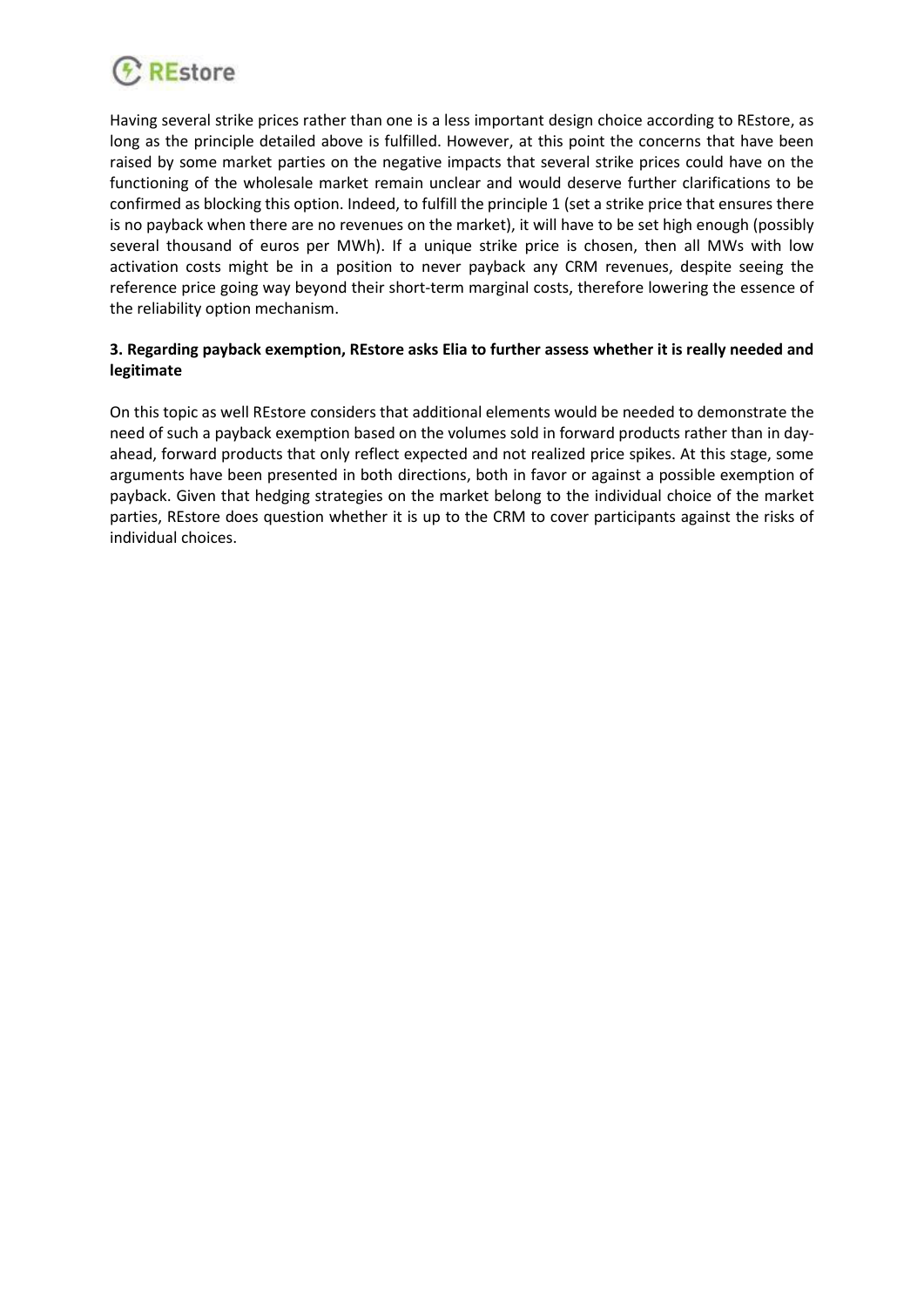Having several strike prices rather than one is a less important design choice according to REstore, as long as the principle detailed above is fulfilled. However, at this point the concerns that have been raised by some market parties on the negative impacts that several strike prices could have on the functioning of the wholesale market remain unclear and would deserve further clarifications to be confirmed as blocking this option. Indeed, to fulfill the principle 1 (set a strike price that ensures there is no payback when there are no revenues on the market), it will have to be set high enough (possibly several thousand of euros per MWh). If a unique strike price is chosen, then all MWs with low activation costs might be in a position to never payback any CRM revenues, despite seeing the reference price going way beyond their short-term marginal costs, therefore lowering the essence of the reliability option mechanism.

**3. Regarding payback exemption, REstore asks Elia to further assess whether it is really needed and legitimate**

On this topic as well REstore considers that additional elements would be needed to demonstrate the need of such a payback exemption based on the volumes sold in forward products rather than in day-ahead, forward products that only reflect expected and not realized price spikes. At this stage, some arguments have been presented in both directions, both in favor or against a possible exemption of payback. Given that hedging strategies on the market belong to the individual choice of the market parties, REstore does question whether it is up to the CRM to cover participants against the risks of individual choices.